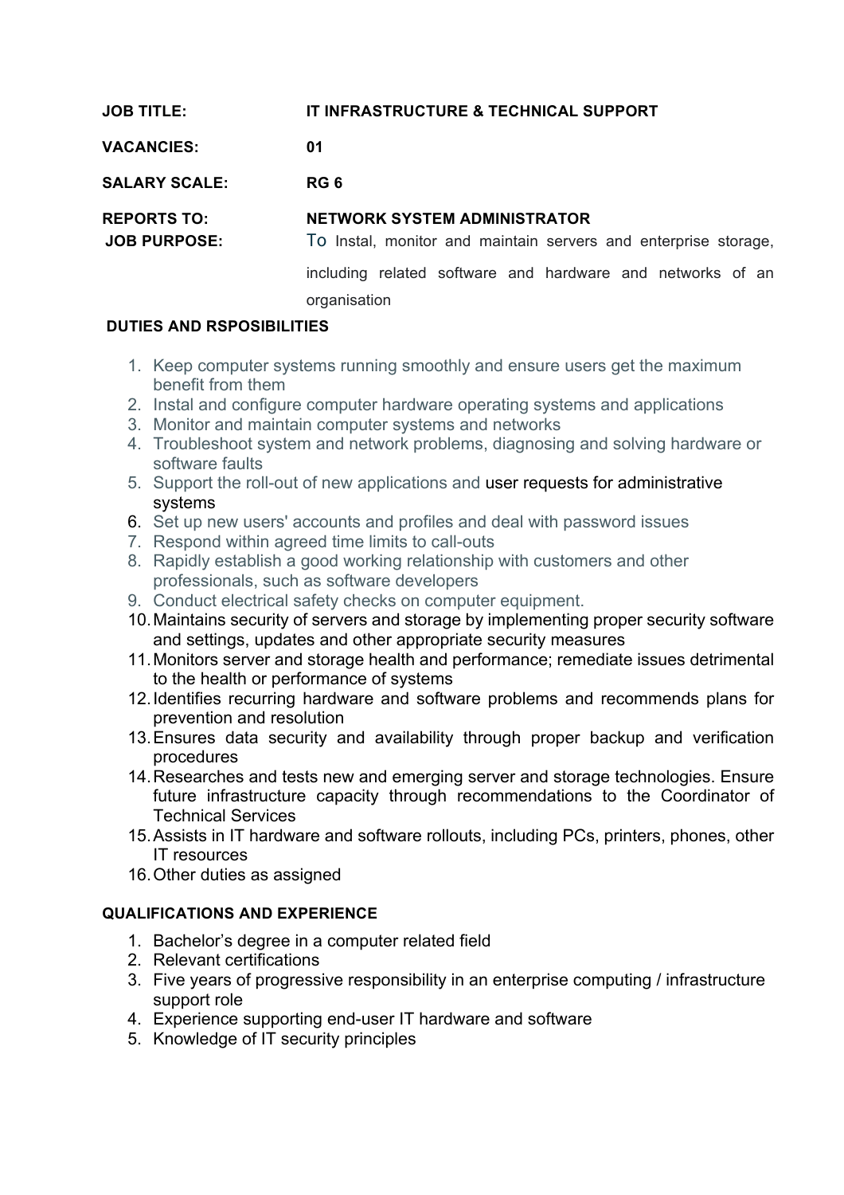**JOB TITLE:** IT INFRASTRUCTURE & TECHNICAL SUPPORT

**VACANCIES:** 01

**SALARY SCALE:** RG 6

**REPORTS TO:** NETWORK SYSTEM ADMINISTRATOR

**JOB PURPOSE:** To Instal, monitor and maintain servers and enterprise storage, including related software and hardware and networks of an organisation

**DUTIES AND RSPOSIBILITIES**

1. Keep computer systems running smoothly and ensure users get the maximum benefit from them
2. Instal and configure computer hardware operating systems and applications
3. Monitor and maintain computer systems and networks
4. Troubleshoot system and network problems, diagnosing and solving hardware or software faults
5. Support the roll-out of new applications and user requests for administrative systems
6. Set up new users' accounts and profiles and deal with password issues
7. Respond within agreed time limits to call-outs
8. Rapidly establish a good working relationship with customers and other professionals, such as software developers
9. Conduct electrical safety checks on computer equipment.
10. Maintains security of servers and storage by implementing proper security software and settings, updates and other appropriate security measures
11. Monitors server and storage health and performance; remediate issues detrimental to the health or performance of systems
12. Identifies recurring hardware and software problems and recommends plans for prevention and resolution
13. Ensures data security and availability through proper backup and verification procedures
14. Researches and tests new and emerging server and storage technologies. Ensure future infrastructure capacity through recommendations to the Coordinator of Technical Services
15. Assists in IT hardware and software rollouts, including PCs, printers, phones, other IT resources
16. Other duties as assigned

**QUALIFICATIONS AND EXPERIENCE**

1. Bachelor's degree in a computer related field
2. Relevant certifications
3. Five years of progressive responsibility in an enterprise computing / infrastructure support role
4. Experience supporting end-user IT hardware and software
5. Knowledge of IT security principles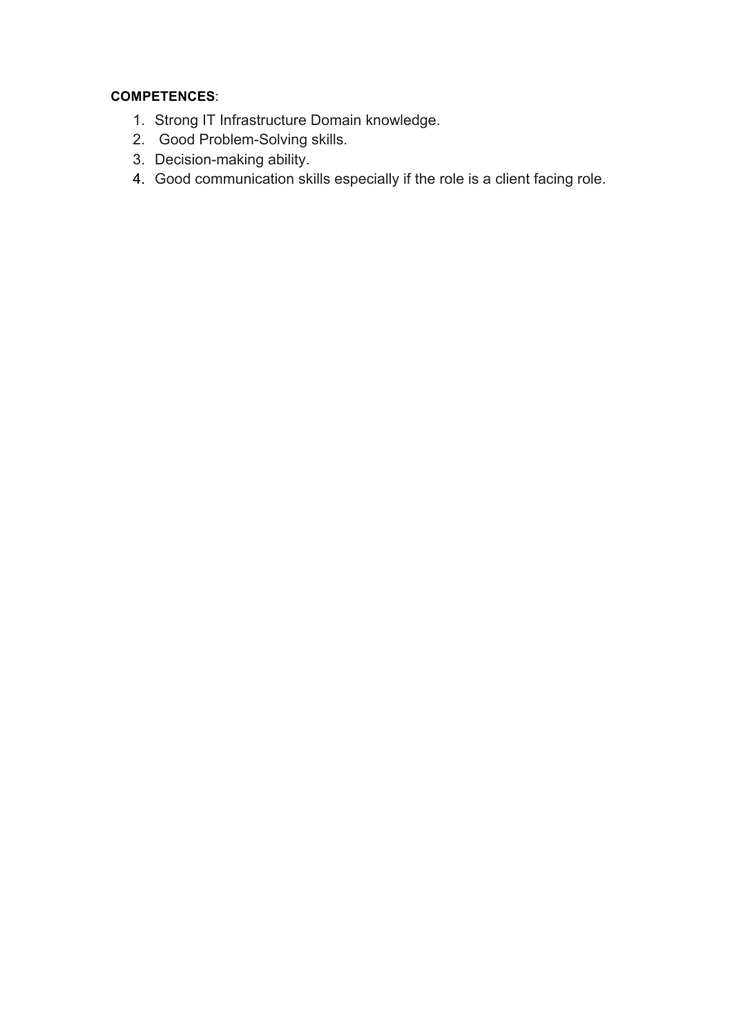**COMPETENCES**:

1. Strong IT Infrastructure Domain knowledge.
2. Good Problem-Solving skills.
3. Decision-making ability.
4. Good communication skills especially if the role is a client facing role.